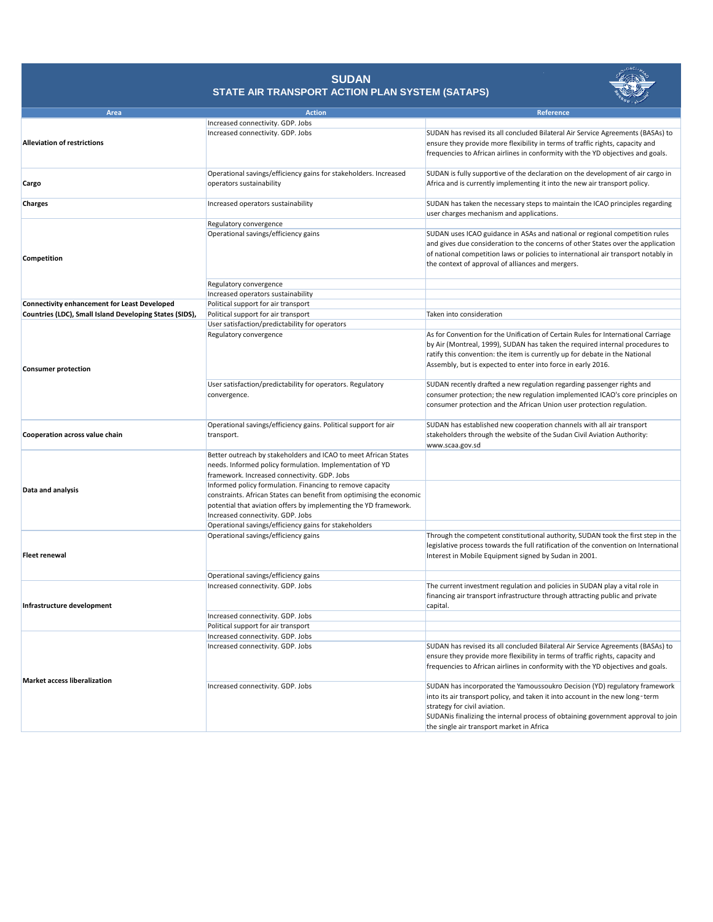# SUDAN
## STATE AIR TRANSPORT ACTION PLAN SYSTEM (SATAPS)

| Area | Action | Reference |
|---|---|---|
| **Alleviation of restrictions** | Increased connectivity. GDP. Jobs | |
| | Increased connectivity. GDP. Jobs | SUDAN has revised its all concluded Bilateral Air Service Agreements (BASAs) to ensure they provide more flexibility in terms of traffic rights, capacity and frequencies to African airlines in conformity with the YD objectives and goals. |
| **Cargo** | Operational savings/efficiency gains for stakeholders. Increased operators sustainability | SUDAN is fully supportive of the declaration on the development of air cargo in Africa and is currently implementing it into the new air transport policy. |
| **Charges** | Increased operators sustainability | SUDAN has taken the necessary steps to maintain the ICAO principles regarding user charges mechanism and applications. |
| **Competition** | Regulatory convergence | |
| | Operational savings/efficiency gains | SUDAN uses ICAO guidance in ASAs and national or regional competition rules and gives due consideration to the concerns of other States over the application of national competition laws or policies to international air transport notably in the context of approval of alliances and mergers. |
| | Regulatory convergence | |
| | Increased operators sustainability | |
| **Connectivity enhancement for Least Developed Countries (LDC), Small Island Developing States (SIDS),** | Political support for air transport | |
| | Political support for air transport | Taken into consideration |
| **Consumer protection** | User satisfaction/predictability for operators | |
| | Regulatory convergence | As for Convention for the Unification of Certain Rules for International Carriage by Air (Montreal, 1999), SUDAN has taken the required internal procedures to ratify this convention: the item is currently up for debate in the National Assembly, but is expected to enter into force in early 2016. |
| | User satisfaction/predictability for operators. Regulatory convergence. | SUDAN recently drafted a new regulation regarding passenger rights and consumer protection; the new regulation implemented ICAO's core principles on consumer protection and the African Union user protection regulation. |
| **Cooperation across value chain** | Operational savings/efficiency gains. Political support for air transport. | SUDAN has established new cooperation channels with all air transport stakeholders through the website of the Sudan Civil Aviation Authority: www.scaa.gov.sd |
| **Data and analysis** | Better outreach by stakeholders and ICAO to meet African States needs. Informed policy formulation. Implementation of YD framework. Increased connectivity. GDP. Jobs | |
| | Informed policy formulation. Financing to remove capacity constraints. African States can benefit from optimising the economic potential that aviation offers by implementing the YD framework. Increased connectivity. GDP. Jobs | |
| | Operational savings/efficiency gains for stakeholders | |
| **Fleet renewal** | Operational savings/efficiency gains | Through the competent constitutional authority, SUDAN took the first step in the legislative process towards the full ratification of the convention on International Interest in Mobile Equipment signed by Sudan in 2001. |
| | Operational savings/efficiency gains | |
| **Infrastructure development** | Increased connectivity. GDP. Jobs | The current investment regulation and policies in SUDAN play a vital role in financing air transport infrastructure through attracting public and private capital. |
| | Increased connectivity. GDP. Jobs | |
| | Political support for air transport | |
| **Market access liberalization** | Increased connectivity. GDP. Jobs | |
| | Increased connectivity. GDP. Jobs | SUDAN has revised its all concluded Bilateral Air Service Agreements (BASAs) to ensure they provide more flexibility in terms of traffic rights, capacity and frequencies to African airlines in conformity with the YD objectives and goals. |
| | Increased connectivity. GDP. Jobs | SUDAN has incorporated the Yamoussoukro Decision (YD) regulatory framework into its air transport policy, and taken it into account in the new long-term strategy for civil aviation. SUDANis finalizing the internal process of obtaining government approval to join the single air transport market in Africa |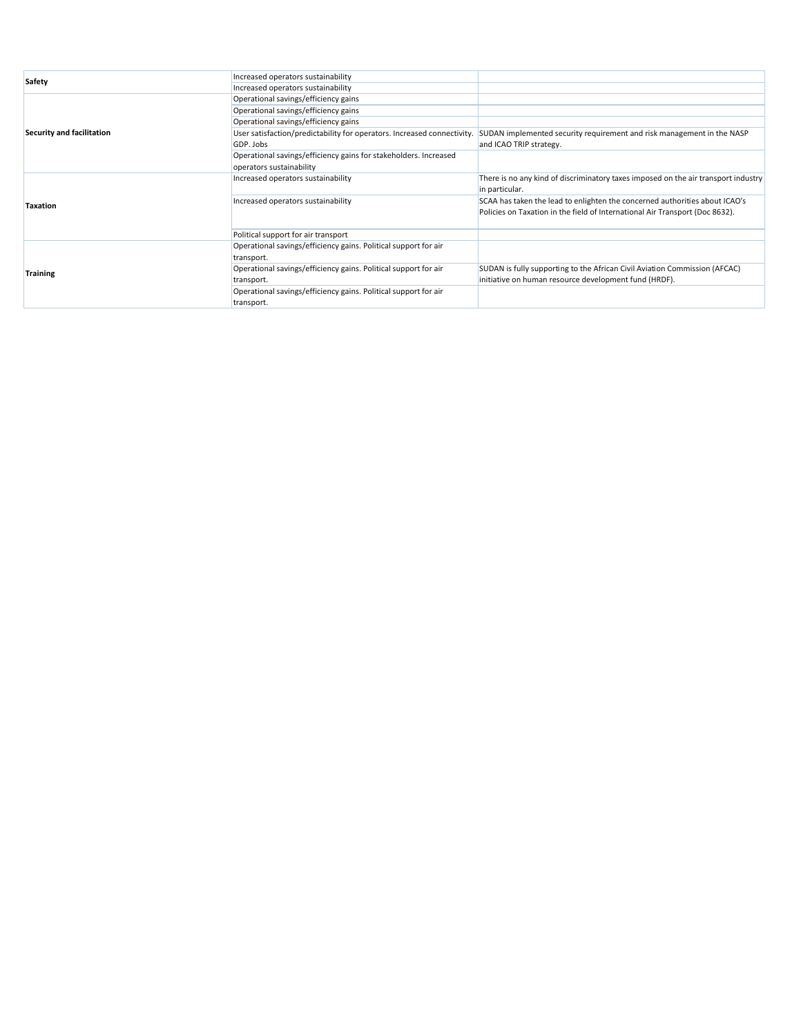| | | |
|---|---|---|
| **Safety** | Increased operators sustainability | |
| | Increased operators sustainability | |
| **Security and facilitation** | Operational savings/efficiency gains | |
| | Operational savings/efficiency gains | |
| | Operational savings/efficiency gains | |
| | User satisfaction/predictability for operators. Increased connectivity. GDP. Jobs | SUDAN implemented security requirement and risk management in the NASP and ICAO TRIP strategy. |
| | Operational savings/efficiency gains for stakeholders. Increased operators sustainability | |
| **Taxation** | Increased operators sustainability | There is no any kind of discriminatory taxes imposed on the air transport industry in particular. |
| | Increased operators sustainability | SCAA has taken the lead to enlighten the concerned authorities about ICAO's Policies on Taxation in the field of International Air Transport (Doc 8632). |
| | Political support for air transport | |
| **Training** | Operational savings/efficiency gains. Political support for air transport. | |
| | Operational savings/efficiency gains. Political support for air transport. | SUDAN is fully supporting to the African Civil Aviation Commission (AFCAC) initiative on human resource development fund (HRDF). |
| | Operational savings/efficiency gains. Political support for air transport. | |